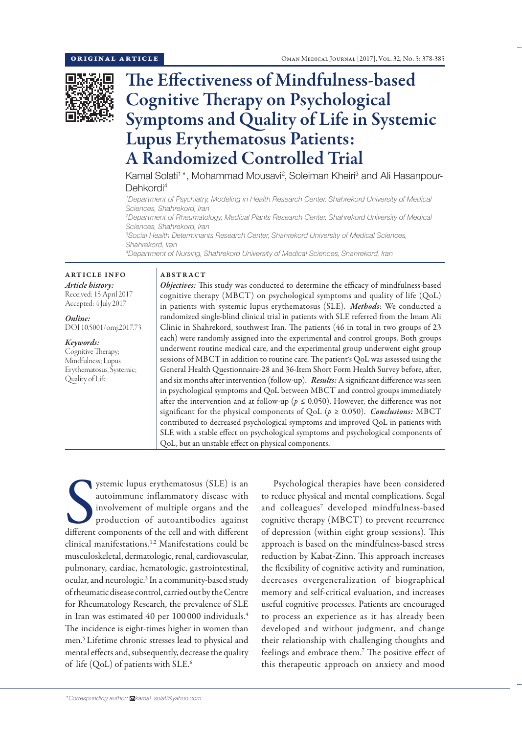ORIGINAL ARTICLE

# The Effectiveness of Mindfulness-based Cognitive Therapy on Psychological Symptoms and Quality of Life in Systemic Lupus Erythematosus Patients: A Randomized Controlled Trial

Kamal Solati[1]*, Mohammad Mousavi[2], Soleiman Kheiri[3] and Ali Hasanpour-Dehkordi[4]

[1]Department of Psychiatry, Modeling in Health Research Center, Shahrekord University of Medical Sciences, Shahrekord, Iran

[2]Department of Rheumatology, Medical Plants Research Center, Shahrekord University of Medical Sciences, Shahrekord, Iran

[3]Social Health Determinants Research Center, Shahrekord University of Medical Sciences, Shahrekord, Iran

[4]Department of Nursing, Shahrekord University of Medical Sciences, Shahrekord, Iran

## ARTICLE INFO

*Article history:*
Received: 15 April 2017
Accepted: 4 July 2017

*Online:*
DOI 10.5001/omj.2017.73

*Keywords:*
Cognitive Therapy; Mindfulness; Lupus Erythematosus, Systemic; Quality of Life.

## ABSTRACT

***Objectives:*** This study was conducted to determine the efficacy of mindfulness-based cognitive therapy (MBCT) on psychological symptoms and quality of life (QoL) in patients with systemic lupus erythematosus (SLE). ***Methods***: We conducted a randomized single-blind clinical trial in patients with SLE referred from the Imam Ali Clinic in Shahrekord, southwest Iran. The patients (46 in total in two groups of 23 each) were randomly assigned into the experimental and control groups. Both groups underwent routine medical care, and the experimental group underwent eight group sessions of MBCT in addition to routine care. The patient's QoL was assessed using the General Health Questionnaire-28 and 36-Item Short Form Health Survey before, after, and six months after intervention (follow-up). ***Results:*** A significant difference was seen in psychological symptoms and QoL between MBCT and control groups immediately after the intervention and at follow-up ($p \leq 0.050$). However, the difference was not significant for the physical components of QoL ($p \geq 0.050$). ***Conclusions:*** MBCT contributed to decreased psychological symptoms and improved QoL in patients with SLE with a stable effect on psychological symptoms and psychological components of QoL, but an unstable effect on physical components.

Systemic lupus erythematosus (SLE) is an autoimmune inflammatory disease with involvement of multiple organs and the production of autoantibodies against different components of the cell and with different clinical manifestations.[1,2] Manifestations could be musculoskeletal, dermatologic, renal, cardiovascular, pulmonary, cardiac, hematologic, gastrointestinal, ocular, and neurologic.[3] In a community-based study of rheumatic disease control, carried out by the Centre for Rheumatology Research, the prevalence of SLE in Iran was estimated 40 per 100 000 individuals.[4] The incidence is eight-times higher in women than men.[5] Lifetime chronic stresses lead to physical and mental effects and, subsequently, decrease the quality of life (QoL) of patients with SLE.[6]

Psychological therapies have been considered to reduce physical and mental complications. Segal and colleagues[7] developed mindfulness-based cognitive therapy (MBCT) to prevent recurrence of depression (within eight group sessions). This approach is based on the mindfulness-based stress reduction by Kabat-Zinn. This approach increases the flexibility of cognitive activity and rumination, decreases overgeneralization of biographical memory and self-critical evaluation, and increases useful cognitive processes. Patients are encouraged to process an experience as it has already been developed and without judgment, and change their relationship with challenging thoughts and feelings and embrace them.[7] The positive effect of this therapeutic approach on anxiety and mood

*Corresponding author: kamal_solati@yahoo.com.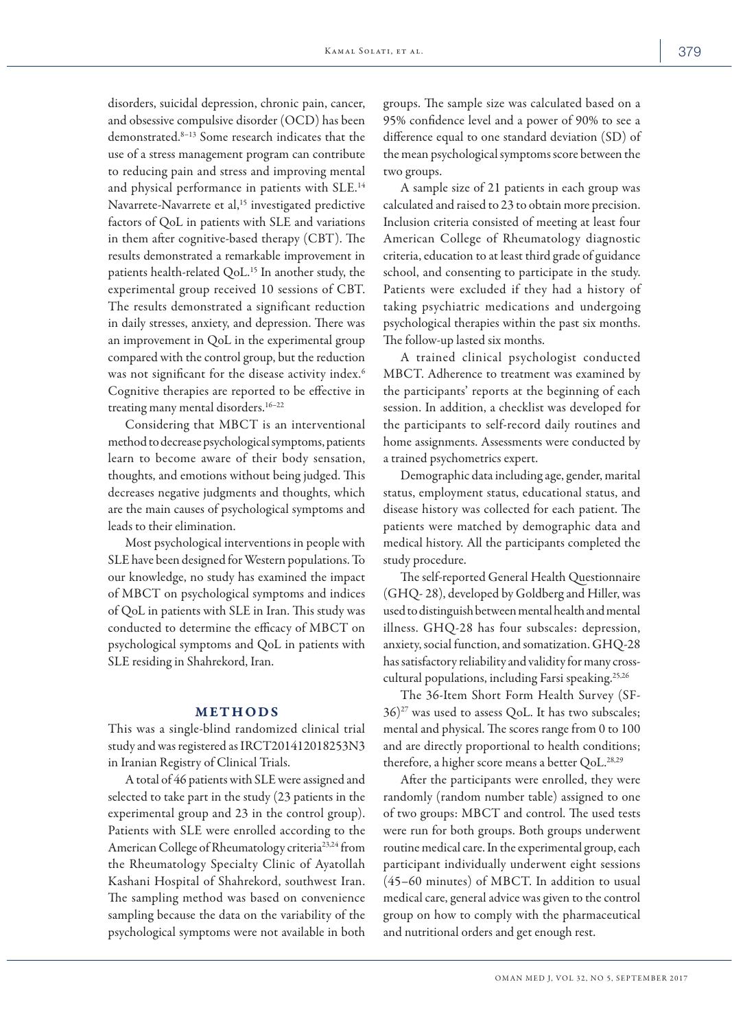disorders, suicidal depression, chronic pain, cancer, and obsessive compulsive disorder (OCD) has been demonstrated.[8–13] Some research indicates that the use of a stress management program can contribute to reducing pain and stress and improving mental and physical performance in patients with SLE.[14] Navarrete-Navarrete et al,[15] investigated predictive factors of QoL in patients with SLE and variations in them after cognitive-based therapy (CBT). The results demonstrated a remarkable improvement in patients health-related QoL.[15] In another study, the experimental group received 10 sessions of CBT. The results demonstrated a significant reduction in daily stresses, anxiety, and depression. There was an improvement in QoL in the experimental group compared with the control group, but the reduction was not significant for the disease activity index.[6] Cognitive therapies are reported to be effective in treating many mental disorders.[16–22]

Considering that MBCT is an interventional method to decrease psychological symptoms, patients learn to become aware of their body sensation, thoughts, and emotions without being judged. This decreases negative judgments and thoughts, which are the main causes of psychological symptoms and leads to their elimination.

Most psychological interventions in people with SLE have been designed for Western populations. To our knowledge, no study has examined the impact of MBCT on psychological symptoms and indices of QoL in patients with SLE in Iran. This study was conducted to determine the efficacy of MBCT on psychological symptoms and QoL in patients with SLE residing in Shahrekord, Iran.

## METHODS

This was a single-blind randomized clinical trial study and was registered as IRCT201412018253N3 in Iranian Registry of Clinical Trials.

A total of 46 patients with SLE were assigned and selected to take part in the study (23 patients in the experimental group and 23 in the control group). Patients with SLE were enrolled according to the American College of Rheumatology criteria[23,24] from the Rheumatology Specialty Clinic of Ayatollah Kashani Hospital of Shahrekord, southwest Iran. The sampling method was based on convenience sampling because the data on the variability of the psychological symptoms were not available in both groups. The sample size was calculated based on a 95% confidence level and a power of 90% to see a difference equal to one standard deviation (SD) of the mean psychological symptoms score between the two groups.

A sample size of 21 patients in each group was calculated and raised to 23 to obtain more precision. Inclusion criteria consisted of meeting at least four American College of Rheumatology diagnostic criteria, education to at least third grade of guidance school, and consenting to participate in the study. Patients were excluded if they had a history of taking psychiatric medications and undergoing psychological therapies within the past six months. The follow-up lasted six months.

A trained clinical psychologist conducted MBCT. Adherence to treatment was examined by the participants' reports at the beginning of each session. In addition, a checklist was developed for the participants to self-record daily routines and home assignments. Assessments were conducted by a trained psychometrics expert.

Demographic data including age, gender, marital status, employment status, educational status, and disease history was collected for each patient. The patients were matched by demographic data and medical history. All the participants completed the study procedure.

The self-reported General Health Questionnaire (GHQ- 28), developed by Goldberg and Hiller, was used to distinguish between mental health and mental illness. GHQ-28 has four subscales: depression, anxiety, social function, and somatization. GHQ-28 has satisfactory reliability and validity for many cross-cultural populations, including Farsi speaking.[25,26]

The 36-Item Short Form Health Survey (SF-36)[27] was used to assess QoL. It has two subscales; mental and physical. The scores range from 0 to 100 and are directly proportional to health conditions; therefore, a higher score means a better QoL.[28,29]

After the participants were enrolled, they were randomly (random number table) assigned to one of two groups: MBCT and control. The used tests were run for both groups. Both groups underwent routine medical care. In the experimental group, each participant individually underwent eight sessions (45–60 minutes) of MBCT. In addition to usual medical care, general advice was given to the control group on how to comply with the pharmaceutical and nutritional orders and get enough rest.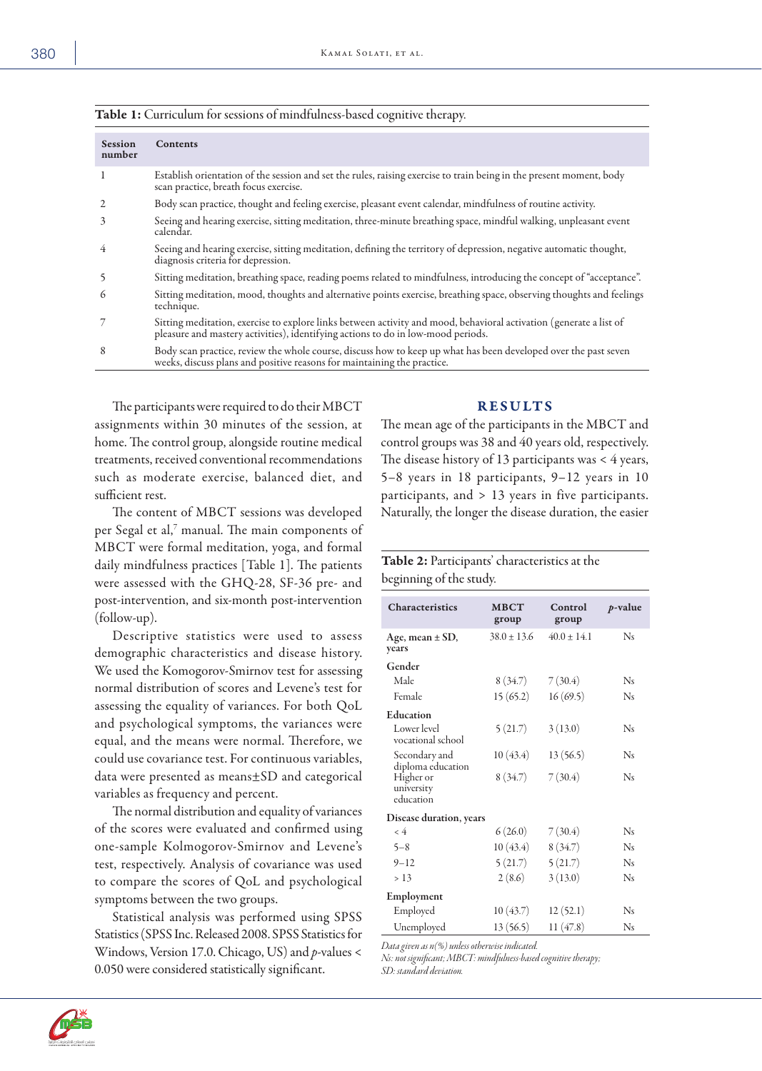**Table 1:** Curriculum for sessions of mindfulness-based cognitive therapy.

| Session number | Contents |
|---|---|
| 1 | Establish orientation of the session and set the rules, raising exercise to train being in the present moment, body scan practice, breath focus exercise. |
| 2 | Body scan practice, thought and feeling exercise, pleasant event calendar, mindfulness of routine activity. |
| 3 | Seeing and hearing exercise, sitting meditation, three-minute breathing space, mindful walking, unpleasant event calendar. |
| 4 | Seeing and hearing exercise, sitting meditation, defining the territory of depression, negative automatic thought, diagnosis criteria for depression. |
| 5 | Sitting meditation, breathing space, reading poems related to mindfulness, introducing the concept of "acceptance". |
| 6 | Sitting meditation, mood, thoughts and alternative points exercise, breathing space, observing thoughts and feelings technique. |
| 7 | Sitting meditation, exercise to explore links between activity and mood, behavioral activation (generate a list of pleasure and mastery activities), identifying actions to do in low-mood periods. |
| 8 | Body scan practice, review the whole course, discuss how to keep up what has been developed over the past seven weeks, discuss plans and positive reasons for maintaining the practice. |

The participants were required to do their MBCT assignments within 30 minutes of the session, at home. The control group, alongside routine medical treatments, received conventional recommendations such as moderate exercise, balanced diet, and sufficient rest.

The content of MBCT sessions was developed per Segal et al,[7] manual. The main components of MBCT were formal meditation, yoga, and formal daily mindfulness practices [Table 1]. The patients were assessed with the GHQ-28, SF-36 pre- and post-intervention, and six-month post-intervention (follow-up).

Descriptive statistics were used to assess demographic characteristics and disease history. We used the Komogorov-Smirnov test for assessing normal distribution of scores and Levene's test for assessing the equality of variances. For both QoL and psychological symptoms, the variances were equal, and the means were normal. Therefore, we could use covariance test. For continuous variables, data were presented as means±SD and categorical variables as frequency and percent.

The normal distribution and equality of variances of the scores were evaluated and confirmed using one-sample Kolmogorov-Smirnov and Levene's test, respectively. Analysis of covariance was used to compare the scores of QoL and psychological symptoms between the two groups.

Statistical analysis was performed using SPSS Statistics (SPSS Inc. Released 2008. SPSS Statistics for Windows, Version 17.0. Chicago, US) and *p*-values < 0.050 were considered statistically significant.

## RESULTS

The mean age of the participants in the MBCT and control groups was 38 and 40 years old, respectively. The disease history of 13 participants was < 4 years, 5–8 years in 18 participants, 9–12 years in 10 participants, and > 13 years in five participants. Naturally, the longer the disease duration, the easier

**Table 2:** Participants' characteristics at the beginning of the study.

| Characteristics | MBCT group | Control group | *p*-value |
|---|---|---|---|
| Age, mean ± SD, years | 38.0 ± 13.6 | 40.0 ± 14.1 | Ns |
| **Gender** | | | |
| Male | 8 (34.7) | 7 (30.4) | Ns |
| Female | 15 (65.2) | 16 (69.5) | Ns |
| **Education** | | | |
| Lower level vocational school | 5 (21.7) | 3 (13.0) | Ns |
| Secondary and diploma education | 10 (43.4) | 13 (56.5) | Ns |
| Higher or university education | 8 (34.7) | 7 (30.4) | Ns |
| **Disease duration, years** | | | |
| < 4 | 6 (26.0) | 7 (30.4) | Ns |
| 5–8 | 10 (43.4) | 8 (34.7) | Ns |
| 9–12 | 5 (21.7) | 5 (21.7) | Ns |
| > 13 | 2 (8.6) | 3 (13.0) | Ns |
| **Employment** | | | |
| Employed | 10 (43.7) | 12 (52.1) | Ns |
| Unemployed | 13 (56.5) | 11 (47.8) | Ns |

*Data given as n(%) unless otherwise indicated.*
*Ns: not significant; MBCT: mindfulness-based cognitive therapy; SD: standard deviation.*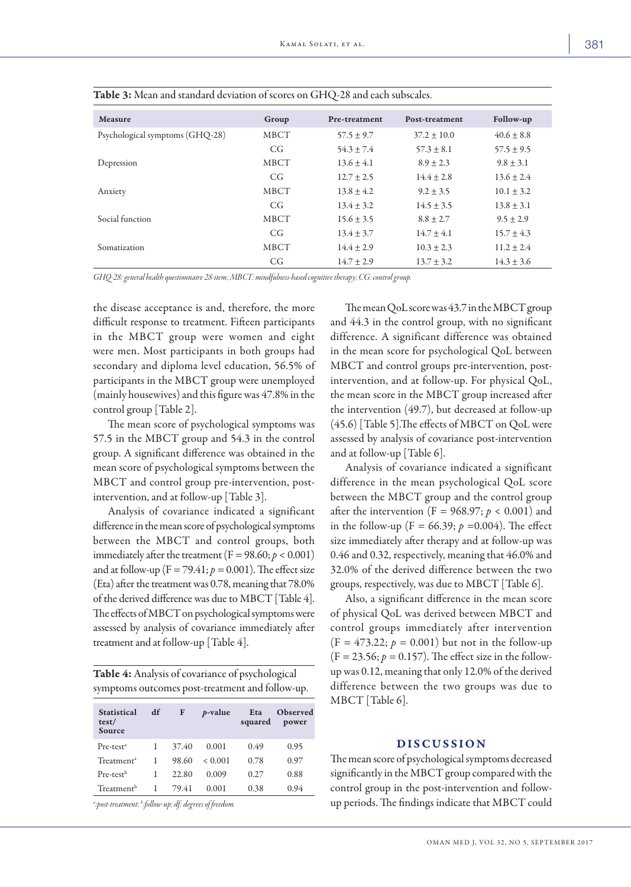**Table 3:** Mean and standard deviation of scores on GHQ-28 and each subscales.

| Measure | Group | Pre-treatment | Post-treatment | Follow-up |
|---|---|---|---|---|
| Psychological symptoms (GHQ-28) | MBCT | 57.5 ± 9.7 | 37.2 ± 10.0 | 40.6 ± 8.8 |
| | CG | 54.3 ± 7.4 | 57.3 ± 8.1 | 57.5 ± 9.5 |
| Depression | MBCT | 13.6 ± 4.1 | 8.9 ± 2.3 | 9.8 ± 3.1 |
| | CG | 12.7 ± 2.5 | 14.4 ± 2.8 | 13.6 ± 2.4 |
| Anxiety | MBCT | 13.8 ± 4.2 | 9.2 ± 3.5 | 10.1 ± 3.2 |
| | CG | 13.4 ± 3.2 | 14.5 ± 3.5 | 13.8 ± 3.1 |
| Social function | MBCT | 15.6 ± 3.5 | 8.8 ± 2.7 | 9.5 ± 2.9 |
| | CG | 13.4 ± 3.7 | 14.7 ± 4.1 | 15.7 ± 4.3 |
| Somatization | MBCT | 14.4 ± 2.9 | 10.3 ± 2.3 | 11.2 ± 2.4 |
| | CG | 14.7 ± 2.9 | 13.7 ± 3.2 | 14.3 ± 3.6 |

*GHQ-28: general health questionnaire 28-item; MBCT: mindfulness-based cognitive therapy; CG: control group.*

the disease acceptance is and, therefore, the more difficult response to treatment. Fifteen participants in the MBCT group were women and eight were men. Most participants in both groups had secondary and diploma level education, 56.5% of participants in the MBCT group were unemployed (mainly housewives) and this figure was 47.8% in the control group [Table 2].

The mean score of psychological symptoms was 57.5 in the MBCT group and 54.3 in the control group. A significant difference was obtained in the mean score of psychological symptoms between the MBCT and control group pre-intervention, post-intervention, and at follow-up [Table 3].

Analysis of covariance indicated a significant difference in the mean score of psychological symptoms between the MBCT and control groups, both immediately after the treatment ($F = 98.60$; $p < 0.001$) and at follow-up ($F = 79.41$; $p = 0.001$). The effect size (Eta) after the treatment was 0.78, meaning that 78.0% of the derived difference was due to MBCT [Table 4]. The effects of MBCT on psychological symptoms were assessed by analysis of covariance immediately after treatment and at follow-up [Table 4].

**Table 4:** Analysis of covariance of psychological symptoms outcomes post-treatment and follow-up.

| Statistical test/ Source | df | F | *p*-value | Eta squared | Observed power |
|---|---|---|---|---|---|
| Pre-test[a] | 1 | 37.40 | 0.001 | 0.49 | 0.95 |
| Treatment[a] | 1 | 98.60 | < 0.001 | 0.78 | 0.97 |
| Pre-test[b] | 1 | 22.80 | 0.009 | 0.27 | 0.88 |
| Treatment[b] | 1 | 79.41 | 0.001 | 0.38 | 0.94 |

*[a]:post-treatment; [b]:follow-up; df: degrees of freedom.*

The mean QoL score was 43.7 in the MBCT group and 44.3 in the control group, with no significant difference. A significant difference was obtained in the mean score for psychological QoL between MBCT and control groups pre-intervention, post-intervention, and at follow-up. For physical QoL, the mean score in the MBCT group increased after the intervention (49.7), but decreased at follow-up (45.6) [Table 5].The effects of MBCT on QoL were assessed by analysis of covariance post-intervention and at follow-up [Table 6].

Analysis of covariance indicated a significant difference in the mean psychological QoL score between the MBCT group and the control group after the intervention ($F = 968.97$; $p < 0.001$) and in the follow-up ($F = 66.39$; $p = 0.004$). The effect size immediately after therapy and at follow-up was 0.46 and 0.32, respectively, meaning that 46.0% and 32.0% of the derived difference between the two groups, respectively, was due to MBCT [Table 6].

Also, a significant difference in the mean score of physical QoL was derived between MBCT and control groups immediately after intervention ($F = 473.22$; $p = 0.001$) but not in the follow-up ($F = 23.56$; $p = 0.157$). The effect size in the follow-up was 0.12, meaning that only 12.0% of the derived difference between the two groups was due to MBCT [Table 6].

## DISCUSSION

The mean score of psychological symptoms decreased significantly in the MBCT group compared with the control group in the post-intervention and follow-up periods. The findings indicate that MBCT could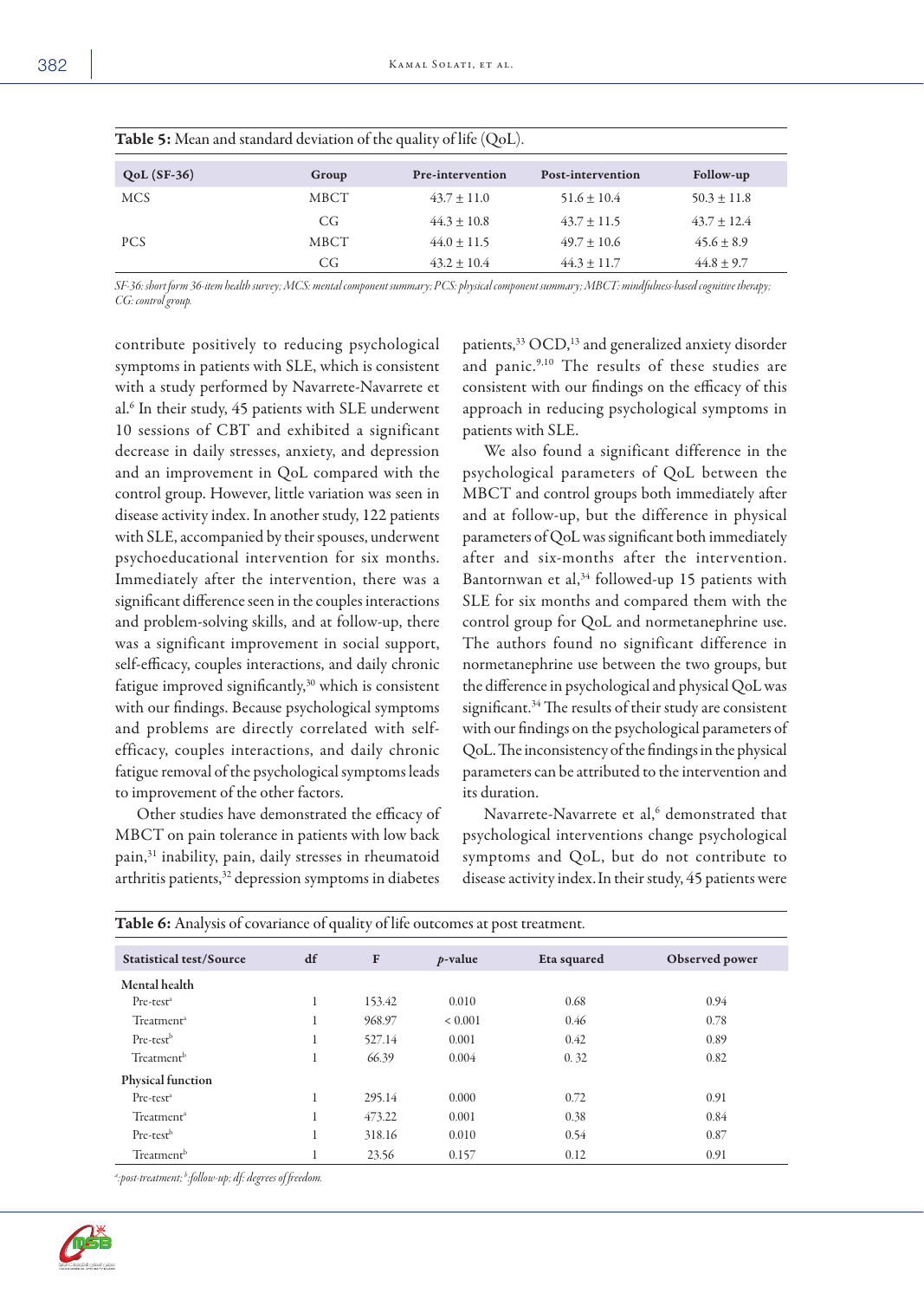**Table 5:** Mean and standard deviation of the quality of life (QoL).

| QoL (SF-36) | Group | Pre-intervention | Post-intervention | Follow-up |
|---|---|---|---|---|
| MCS | MBCT | 43.7 ± 11.0 | 51.6 ± 10.4 | 50.3 ± 11.8 |
| | CG | 44.3 ± 10.8 | 43.7 ± 11.5 | 43.7 ± 12.4 |
| PCS | MBCT | 44.0 ± 11.5 | 49.7 ± 10.6 | 45.6 ± 8.9 |
| | CG | 43.2 ± 10.4 | 44.3 ± 11.7 | 44.8 ± 9.7 |

*SF-36: short form 36-item health survey; MCS: mental component summary; PCS: physical component summary; MBCT: mindfulness-based cognitive therapy; CG: control group.*

contribute positively to reducing psychological symptoms in patients with SLE, which is consistent with a study performed by Navarrete-Navarrete et al.[6] In their study, 45 patients with SLE underwent 10 sessions of CBT and exhibited a significant decrease in daily stresses, anxiety, and depression and an improvement in QoL compared with the control group. However, little variation was seen in disease activity index. In another study, 122 patients with SLE, accompanied by their spouses, underwent psychoeducational intervention for six months. Immediately after the intervention, there was a significant difference seen in the couples interactions and problem-solving skills, and at follow-up, there was a significant improvement in social support, self-efficacy, couples interactions, and daily chronic fatigue improved significantly,[30] which is consistent with our findings. Because psychological symptoms and problems are directly correlated with self-efficacy, couples interactions, and daily chronic fatigue removal of the psychological symptoms leads to improvement of the other factors.

Other studies have demonstrated the efficacy of MBCT on pain tolerance in patients with low back pain,[31] inability, pain, daily stresses in rheumatoid arthritis patients,[32] depression symptoms in diabetes patients,[33] OCD,[13] and generalized anxiety disorder and panic.[9,10] The results of these studies are consistent with our findings on the efficacy of this approach in reducing psychological symptoms in patients with SLE.

We also found a significant difference in the psychological parameters of QoL between the MBCT and control groups both immediately after and at follow-up, but the difference in physical parameters of QoL was significant both immediately after and six-months after the intervention. Bantornwan et al,[34] followed-up 15 patients with SLE for six months and compared them with the control group for QoL and normetanephrine use. The authors found no significant difference in normetanephrine use between the two groups, but the difference in psychological and physical QoL was significant.[34] The results of their study are consistent with our findings on the psychological parameters of QoL. The inconsistency of the findings in the physical parameters can be attributed to the intervention and its duration.

Navarrete-Navarrete et al,[6] demonstrated that psychological interventions change psychological symptoms and QoL, but do not contribute to disease activity index. In their study, 45 patients were

**Table 6:** Analysis of covariance of quality of life outcomes at post treatment.

| Statistical test/Source | df | F | *p*-value | Eta squared | Observed power |
|---|---|---|---|---|---|
| **Mental health** | | | | | |
| Pre-test[a] | 1 | 153.42 | 0.010 | 0.68 | 0.94 |
| Treatment[a] | 1 | 968.97 | < 0.001 | 0.46 | 0.78 |
| Pre-test[b] | 1 | 527.14 | 0.001 | 0.42 | 0.89 |
| Treatment[b] | 1 | 66.39 | 0.004 | 0. 32 | 0.82 |
| **Physical function** | | | | | |
| Pre-test[a] | 1 | 295.14 | 0.000 | 0.72 | 0.91 |
| Treatment[a] | 1 | 473.22 | 0.001 | 0.38 | 0.84 |
| Pre-test[b] | 1 | 318.16 | 0.010 | 0.54 | 0.87 |
| Treatment[b] | 1 | 23.56 | 0.157 | 0.12 | 0.91 |

*[a]:post-treatment; [b]:follow-up; df: degrees of freedom.*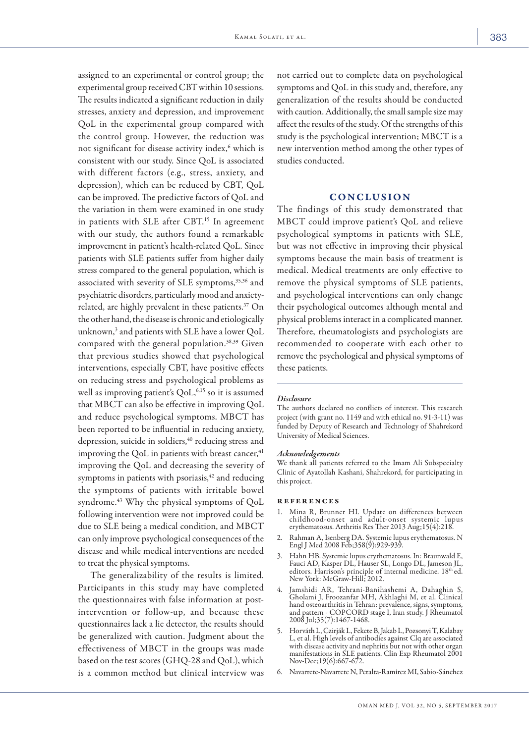assigned to an experimental or control group; the experimental group received CBT within 10 sessions. The results indicated a significant reduction in daily stresses, anxiety and depression, and improvement QoL in the experimental group compared with the control group. However, the reduction was not significant for disease activity index,[6] which is consistent with our study. Since QoL is associated with different factors (e.g., stress, anxiety, and depression), which can be reduced by CBT, QoL can be improved. The predictive factors of QoL and the variation in them were examined in one study in patients with SLE after CBT.[15] In agreement with our study, the authors found a remarkable improvement in patient's health-related QoL. Since patients with SLE patients suffer from higher daily stress compared to the general population, which is associated with severity of SLE symptoms,[35,36] and psychiatric disorders, particularly mood and anxiety-related, are highly prevalent in these patients.[37] On the other hand, the disease is chronic and etiologically unknown,[3] and patients with SLE have a lower QoL compared with the general population.[38,39] Given that previous studies showed that psychological interventions, especially CBT, have positive effects on reducing stress and psychological problems as well as improving patient's QoL,[6,15] so it is assumed that MBCT can also be effective in improving QoL and reduce psychological symptoms. MBCT has been reported to be influential in reducing anxiety, depression, suicide in soldiers,[40] reducing stress and improving the QoL in patients with breast cancer,[41] improving the QoL and decreasing the severity of symptoms in patients with psoriasis,[42] and reducing the symptoms of patients with irritable bowel syndrome.[43] Why the physical symptoms of QoL following intervention were not improved could be due to SLE being a medical condition, and MBCT can only improve psychological consequences of the disease and while medical interventions are needed to treat the physical symptoms.

The generalizability of the results is limited. Participants in this study may have completed the questionnaires with false information at post-intervention or follow-up, and because these questionnaires lack a lie detector, the results should be generalized with caution. Judgment about the effectiveness of MBCT in the groups was made based on the test scores (GHQ-28 and QoL), which is a common method but clinical interview was not carried out to complete data on psychological symptoms and QoL in this study and, therefore, any generalization of the results should be conducted with caution. Additionally, the small sample size may affect the results of the study. Of the strengths of this study is the psychological intervention; MBCT is a new intervention method among the other types of studies conducted.

## CONCLUSION

The findings of this study demonstrated that MBCT could improve patient's QoL and relieve psychological symptoms in patients with SLE, but was not effective in improving their physical symptoms because the main basis of treatment is medical. Medical treatments are only effective to remove the physical symptoms of SLE patients, and psychological interventions can only change their psychological outcomes although mental and physical problems interact in a complicated manner. Therefore, rheumatologists and psychologists are recommended to cooperate with each other to remove the psychological and physical symptoms of these patients.

---

### *Disclosure*

The authors declared no conflicts of interest. This research project (with grant no. 1149 and with ethical no. 91-3-11) was funded by Deputy of Research and Technology of Shahrekord University of Medical Sciences.

### *Acknowledgements*

We thank all patients referred to the Imam Ali Subspecialty Clinic of Ayatollah Kashani, Shahrekord, for participating in this project.

### REFERENCES

1. Mina R, Brunner HI. Update on differences between childhood-onset and adult-onset systemic lupus erythematosus. Arthritis Res Ther 2013 Aug;15(4):218.
2. Rahman A, Isenberg DA. Systemic lupus erythematosus. N Engl J Med 2008 Feb;358(9):929-939.
3. Hahn HB. Systemic lupus erythematosus. In: Braunwald E, Fauci AD, Kasper DL, Hauser SL, Longo DL, Jameson JL, editors. Harrison's principle of internal medicine. 18th ed. New York: McGraw-Hill; 2012.
4. Jamshidi AR, Tehrani-Banihashemi A, Dahaghin S, Gholami J, Froozanfar MH, Akhlaghi M, et al. Clinical hand osteoarthritis in Tehran: prevalence, signs, symptoms, and pattern - COPCORD stage I, Iran study. J Rheumatol 2008 Jul;35(7):1467-1468.
5. Horváth L, Czirják L, Fekete B, Jakab L, Pozsonyi T, Kalabay L, et al. High levels of antibodies against Clq are associated with disease activity and nephritis but not with other organ manifestations in SLE patients. Clin Exp Rheumatol 2001 Nov-Dec;19(6):667-672.
6. Navarrete-Navarrete N, Peralta-Ramírez MI, Sabio-Sánchez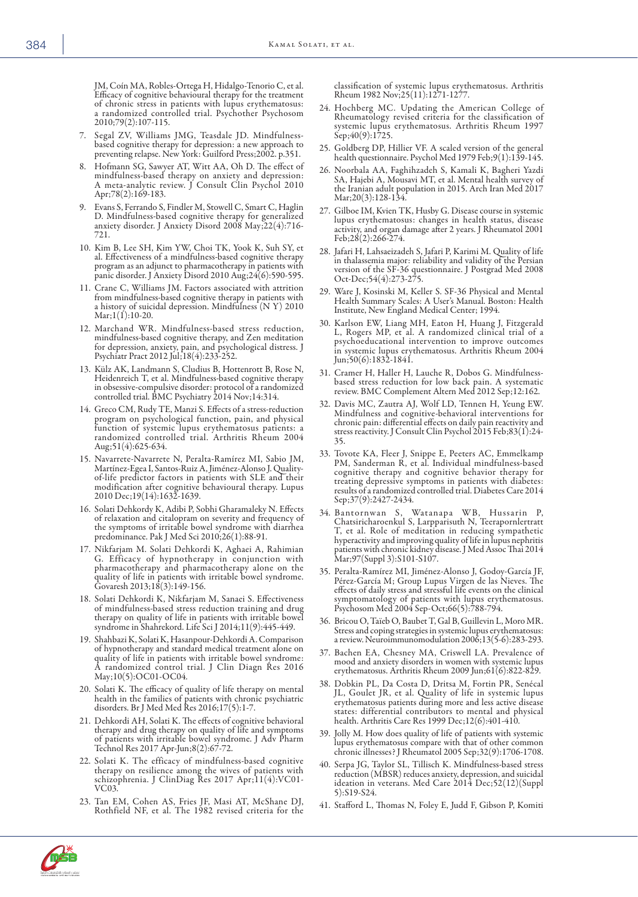JM, Coín MA, Robles-Ortega H, Hidalgo-Tenorio C, et al. Efficacy of cognitive behavioural therapy for the treatment of chronic stress in patients with lupus erythematosus: a randomized controlled trial. Psychother Psychosom 2010;79(2):107-115.

7. Segal ZV, Williams JMG, Teasdale JD. Mindfulness-based cognitive therapy for depression: a new approach to preventing relapse. New York: Guilford Press;2002. p.351.
8. Hofmann SG, Sawyer AT, Witt AA, Oh D. The effect of mindfulness-based therapy on anxiety and depression: A meta-analytic review. J Consult Clin Psychol 2010 Apr;78(2):169-183.
9. Evans S, Ferrando S, Findler M, Stowell C, Smart C, Haglin D. Mindfulness-based cognitive therapy for generalized anxiety disorder. J Anxiety Disord 2008 May;22(4):716-721.
10. Kim B, Lee SH, Kim YW, Choi TK, Yook K, Suh SY, et al. Effectiveness of a mindfulness-based cognitive therapy program as an adjunct to pharmacotherapy in patients with panic disorder. J Anxiety Disord 2010 Aug;24(6):590-595.
11. Crane C, Williams JM. Factors associated with attrition from mindfulness-based cognitive therapy in patients with a history of suicidal depression. Mindfulness (N Y) 2010 Mar;1(1):10-20.
12. Marchand WR. Mindfulness-based stress reduction, mindfulness-based cognitive therapy, and Zen meditation for depression, anxiety, pain, and psychological distress. J Psychiatr Pract 2012 Jul;18(4):233-252.
13. Külz AK, Landmann S, Cludius B, Hottenrott B, Rose N, Heidenreich T, et al. Mindfulness-based cognitive therapy in obsessive-compulsive disorder: protocol of a randomized controlled trial. BMC Psychiatry 2014 Nov;14:314.
14. Greco CM, Rudy TE, Manzi S. Effects of a stress-reduction program on psychological function, pain, and physical function of systemic lupus erythematosus patients: a randomized controlled trial. Arthritis Rheum 2004 Aug;51(4):625-634.
15. Navarrete-Navarrete N, Peralta-Ramírez MI, Sabio JM, Martínez-Egea I, Santos-Ruiz A, Jiménez-Alonso J. Quality-of-life predictor factors in patients with SLE and their modification after cognitive behavioural therapy. Lupus 2010 Dec;19(14):1632-1639.
16. Solati Dehkordy K, Adibi P, Sobhi Gharamaleky N. Effects of relaxation and citalopram on severity and frequency of the symptoms of irritable bowel syndrome with diarrhea predominance. Pak J Med Sci 2010;26(1):88-91.
17. Nikfarjam M. Solati Dehkordi K, Aghaei A, Rahimian G. Efficacy of hypnotherapy in conjunction with pharmacotherapy and pharmacotherapy alone on the quality of life in patients with irritable bowel syndrome. Govaresh 2013;18(3):149-156.
18. Solati Dehkordi K, Nikfarjam M, Sanaei S. Effectiveness of mindfulness-based stress reduction training and drug therapy on quality of life in patients with irritable bowel syndrome in Shahrekord. Life Sci J 2014;11(9):445-449.
19. Shahbazi K, Solati K, Hasanpour-Dehkordi A. Comparison of hypnotherapy and standard medical treatment alone on quality of life in patients with irritable bowel syndrome: A randomized control trial. J Clin Diagn Res 2016 May;10(5):OC01-OC04.
20. Solati K. The efficacy of quality of life therapy on mental health in the families of patients with chronic psychiatric disorders. Br J Med Med Res 2016;17(5):1-7.
21. Dehkordi AH, Solati K. The effects of cognitive behavioral therapy and drug therapy on quality of life and symptoms of patients with irritable bowel syndrome. J Adv Pharm Technol Res 2017 Apr-Jun;8(2):67-72.
22. Solati K. The efficacy of mindfulness-based cognitive therapy on resilience among the wives of patients with schizophrenia. J ClinDiag Res 2017 Apr;11(4):VC01-VC03.
23. Tan EM, Cohen AS, Fries JF, Masi AT, McShane DJ, Rothfield NF, et al. The 1982 revised criteria for the classification of systemic lupus erythematosus. Arthritis Rheum 1982 Nov;25(11):1271-1277.
24. Hochberg MC. Updating the American College of Rheumatology revised criteria for the classification of systemic lupus erythematosus. Arthritis Rheum 1997 Sep;40(9):1725.
25. Goldberg DP, Hillier VF. A scaled version of the general health questionnaire. Psychol Med 1979 Feb;9(1):139-145.
26. Noorbala AA, Faghihzadeh S, Kamali K, Bagheri Yazdi SA, Hajebi A, Mousavi MT, et al. Mental health survey of the Iranian adult population in 2015. Arch Iran Med 2017 Mar;20(3):128-134.
27. Gilboe IM, Kvien TK, Husby G. Disease course in systemic lupus erythematosus: changes in health status, disease activity, and organ damage after 2 years. J Rheumatol 2001 Feb;28(2):266-274.
28. Jafari H, Lahsaeizadeh S, Jafari P, Karimi M. Quality of life in thalassemia major: reliability and validity of the Persian version of the SF-36 questionnaire. J Postgrad Med 2008 Oct-Dec;54(4):273-275.
29. Ware J, Kosinski M, Keller S. SF-36 Physical and Mental Health Summary Scales: A User's Manual. Boston: Health Institute, New England Medical Center; 1994.
30. Karlson EW, Liang MH, Eaton H, Huang J, Fitzgerald L, Rogers MP, et al. A randomized clinical trial of a psychoeducational intervention to improve outcomes in systemic lupus erythematosus. Arthritis Rheum 2004 Jun;50(6):1832-1841.
31. Cramer H, Haller H, Lauche R, Dobos G. Mindfulness-based stress reduction for low back pain. A systematic review. BMC Complement Altern Med 2012 Sep;12:162.
32. Davis MC, Zautra AJ, Wolf LD, Tennen H, Yeung EW. Mindfulness and cognitive-behavioral interventions for chronic pain: differential effects on daily pain reactivity and stress reactivity. J Consult Clin Psychol 2015 Feb;83(1):24-35.
33. Tovote KA, Fleer J, Snippe E, Peeters AC, Emmelkamp PM, Sanderman R, et al. Individual mindfulness-based cognitive therapy and cognitive behavior therapy for treating depressive symptoms in patients with diabetes: results of a randomized controlled trial. Diabetes Care 2014 Sep;37(9):2427-2434.
34. Bantornwan S, Watanapa WB, Hussarin P, Chatsiricharoenkul S, Larpparisuth N, Teerapornlertratt T, et al. Role of meditation in reducing sympathetic hyperactivity and improving quality of life in lupus nephritis patients with chronic kidney disease. J Med Assoc Thai 2014 Mar;97(Suppl 3):S101-S107.
35. Peralta-Ramírez MI, Jiménez-Alonso J, Godoy-García JF, Pérez-García M; Group Lupus Virgen de las Nieves. The effects of daily stress and stressful life events on the clinical symptomatology of patients with lupus erythematosus. Psychosom Med 2004 Sep-Oct;66(5):788-794.
36. Bricou O, Taïeb O, Baubet T, Gal B, Guillevin L, Moro MR. Stress and coping strategies in systemic lupus erythematosus: a review. Neuroimmunomodulation 2006;13(5-6):283-293.
37. Bachen EA, Chesney MA, Criswell LA. Prevalence of mood and anxiety disorders in women with systemic lupus erythematosus. Arthritis Rheum 2009 Jun;61(6):822-829.
38. Dobkin PL, Da Costa D, Dritsa M, Fortin PR, Senécal JL, Goulet JR, et al. Quality of life in systemic lupus erythematosus patients during more and less active disease states: differential contributors to mental and physical health. Arthritis Care Res 1999 Dec;12(6):401-410.
39. Jolly M. How does quality of life of patients with systemic lupus erythematosus compare with that of other common chronic illnesses? J Rheumatol 2005 Sep;32(9):1706-1708.
40. Serpa JG, Taylor SL, Tillisch K. Mindfulness-based stress reduction (MBSR) reduces anxiety, depression, and suicidal ideation in veterans. Med Care 2014 Dec;52(12)(Suppl 5):S19-S24.
41. Stafford L, Thomas N, Foley E, Judd F, Gibson P, Komiti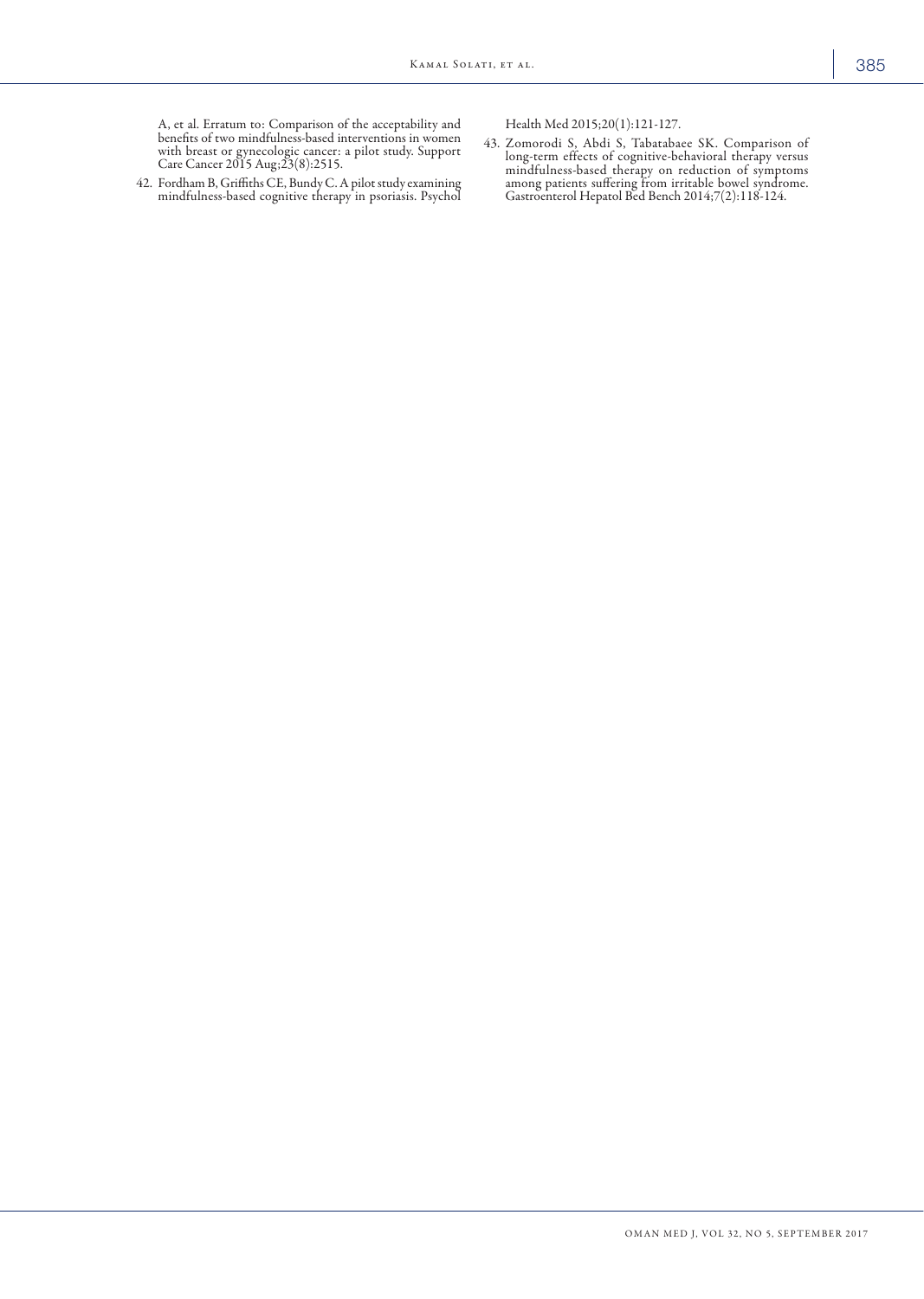A, et al. Erratum to: Comparison of the acceptability and benefits of two mindfulness-based interventions in women with breast or gynecologic cancer: a pilot study. Support Care Cancer 2015 Aug;23(8):2515.

42. Fordham B, Griffiths CE, Bundy C. A pilot study examining mindfulness-based cognitive therapy in psoriasis. Psychol Health Med 2015;20(1):121-127.

43. Zomorodi S, Abdi S, Tabatabaee SK. Comparison of long-term effects of cognitive-behavioral therapy versus mindfulness-based therapy on reduction of symptoms among patients suffering from irritable bowel syndrome. Gastroenterol Hepatol Bed Bench 2014;7(2):118-124.